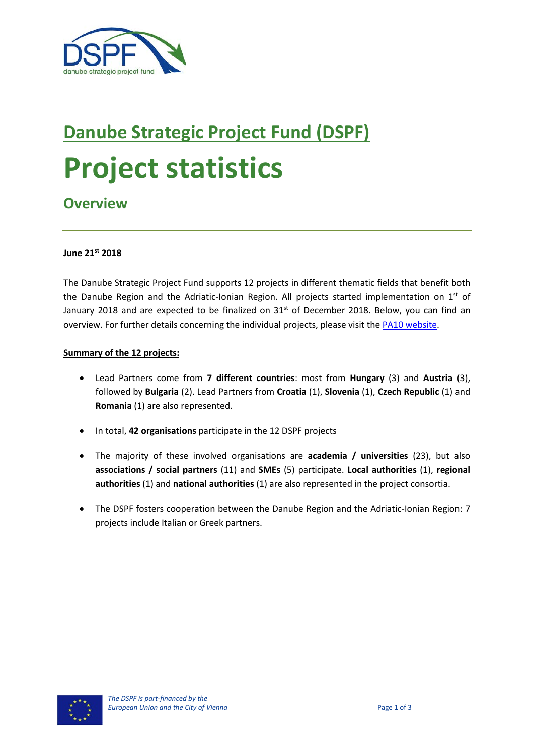# Danube Strategic Project Fund (DSPF)

# Project statistics

## Overview

**June 21st 2018**

The Danube Strategic Project Fund supports 12 projects in different thematic fields that benefit both the Danube Region and the Adriatic-Ionian Region. All projects started implementation on 1st of January 2018 and are expected to be finalized on 31st of December 2018. Below, you can find an overview. For further details concerning the individual projects, please visit the PA10 website.

**Summary of the 12 projects:**

- Lead Partners come from **7 different countries**: most from **Hungary** (3) and **Austria** (3), followed by **Bulgaria** (2). Lead Partners from **Croatia** (1), **Slovenia** (1), **Czech Republic** (1) and **Romania** (1) are also represented.
- In total, **42 organisations** participate in the 12 DSPF projects
- The majority of these involved organisations are **academia / universities** (23), but also **associations / social partners** (11) and **SMEs** (5) participate. **Local authorities** (1), **regional authorities** (1) and **national authorities** (1) are also represented in the project consortia.
- The DSPF fosters cooperation between the Danube Region and the Adriatic-Ionian Region: 7 projects include Italian or Greek partners.

*The DSPF is part-financed by the European Union and the City of Vienna*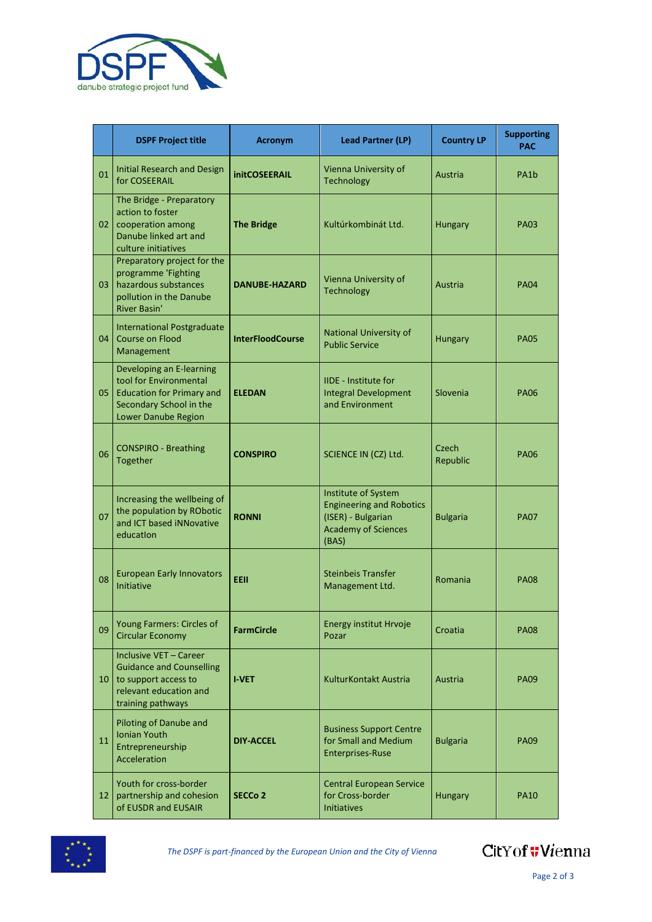| | DSPF Project title | Acronym | Lead Partner (LP) | Country LP | Supporting PAC |
|---|---|---|---|---|---|
| 01 | Initial Research and Design for COSEERAIL | **initCOSEERAIL** | Vienna University of Technology | Austria | PA1b |
| 02 | The Bridge - Preparatory action to foster cooperation among Danube linked art and culture initiatives | **The Bridge** | Kultúrkombinát Ltd. | Hungary | PA03 |
| 03 | Preparatory project for the programme 'Fighting hazardous substances pollution in the Danube River Basin' | **DANUBE-HAZARD** | Vienna University of Technology | Austria | PA04 |
| 04 | International Postgraduate Course on Flood Management | **InterFloodCourse** | National University of Public Service | Hungary | PA05 |
| 05 | Developing an E-learning tool for Environmental Education for Primary and Secondary School in the Lower Danube Region | **ELEDAN** | IIDE - Institute for Integral Development and Environment | Slovenia | PA06 |
| 06 | CONSPIRO - Breathing Together | **CONSPIRO** | SCIENCE IN (CZ) Ltd. | Czech Republic | PA06 |
| 07 | Increasing the wellbeing of the population by RObotic and ICT based iNNovative education | **RONNI** | Institute of System Engineering and Robotics (ISER) - Bulgarian Academy of Sciences (BAS) | Bulgaria | PA07 |
| 08 | European Early Innovators Initiative | **EEII** | Steinbeis Transfer Management Ltd. | Romania | PA08 |
| 09 | Young Farmers: Circles of Circular Economy | **FarmCircle** | Energy institut Hrvoje Pozar | Croatia | PA08 |
| 10 | Inclusive VET – Career Guidance and Counselling to support access to relevant education and training pathways | **I-VET** | KulturKontakt Austria | Austria | PA09 |
| 11 | Piloting of Danube and Ionian Youth Entrepreneurship Acceleration | **DIY-ACCEL** | Business Support Centre for Small and Medium Enterprises-Ruse | Bulgaria | PA09 |
| 12 | Youth for cross-border partnership and cohesion of EUSDR and EUSAIR | **SECCo 2** | Central European Service for Cross-border Initiatives | Hungary | PA10 |

*The DSPF is part-financed by the European Union and the City of Vienna*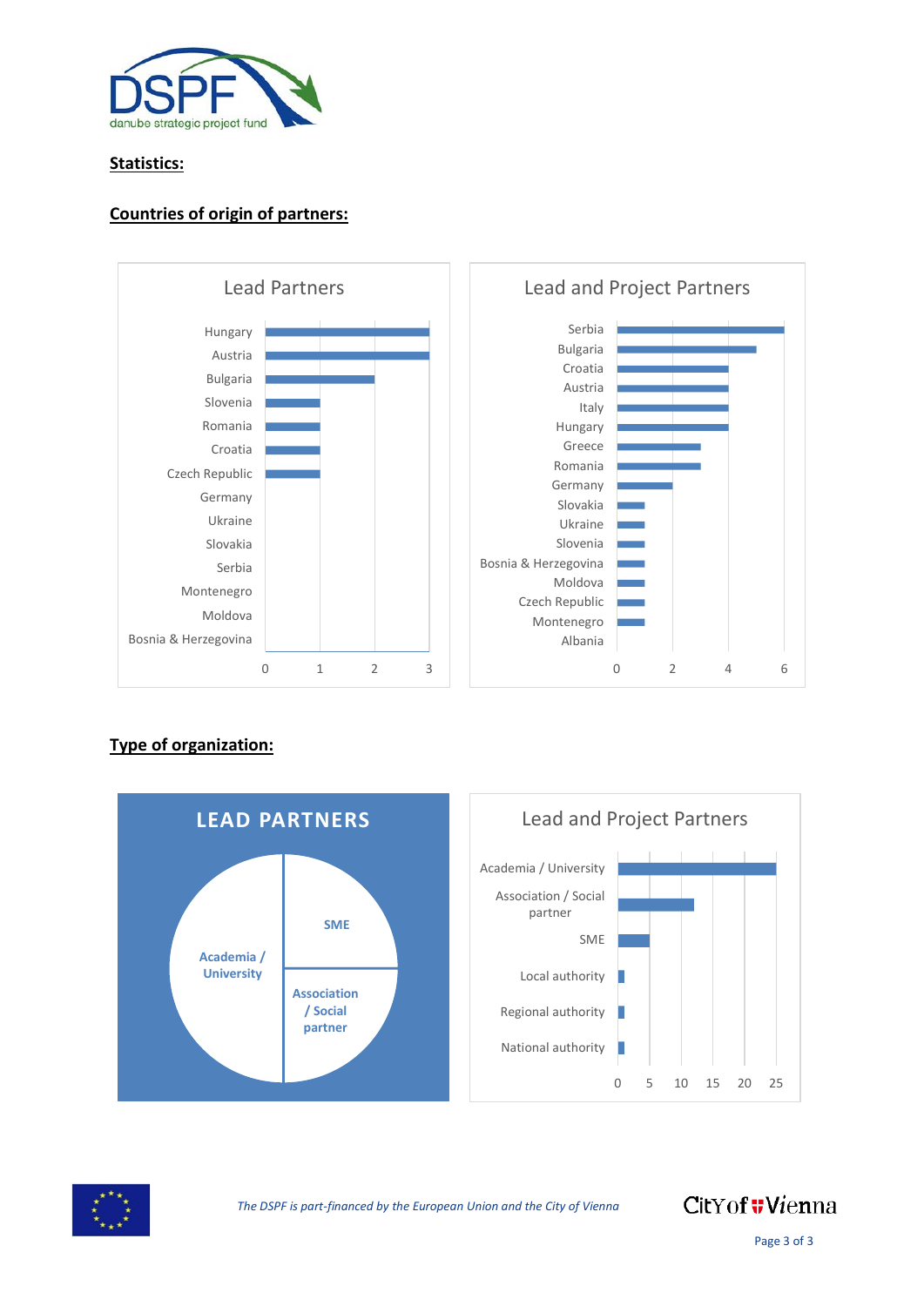**Statistics:**

**Countries of origin of partners:**

Lead Partners

Hungary
Austria
Bulgaria
Slovenia
Romania
Croatia
Czech Republic
Germany
Ukraine
Slovakia
Serbia
Montenegro
Moldova
Bosnia & Herzegovina

0 1 2 3

Lead and Project Partners

Serbia
Bulgaria
Croatia
Austria
Italy
Hungary
Greece
Romania
Germany
Slovakia
Ukraine
Slovenia
Bosnia & Herzegovina
Moldova
Czech Republic
Montenegro
Albania

0 2 4 6

**Type of organization:**

LEAD PARTNERS

SME
Academia / University
Association / Social partner

Lead and Project Partners

Academia / University
Association / Social partner
SME
Local authority
Regional authority
National authority

0 5 10 15 20 25

*The DSPF is part-financed by the European Union and the City of Vienna*